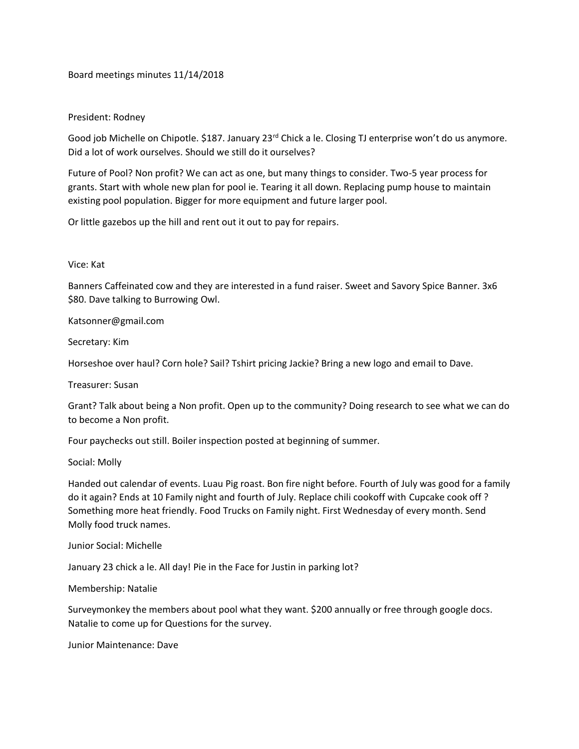Board meetings minutes 11/14/2018

President: Rodney

Good job Michelle on Chipotle. $187. January 23rd Chick a le. Closing TJ enterprise won't do us anymore. Did a lot of work ourselves. Should we still do it ourselves?

Future of Pool? Non profit? We can act as one, but many things to consider. Two-5 year process for grants. Start with whole new plan for pool ie. Tearing it all down. Replacing pump house to maintain existing pool population. Bigger for more equipment and future larger pool.

Or little gazebos up the hill and rent out it out to pay for repairs.

Vice: Kat

Banners Caffeinated cow and they are interested in a fund raiser. Sweet and Savory Spice Banner. 3x6 $80. Dave talking to Burrowing Owl.

Katsonner@gmail.com

Secretary: Kim

Horseshoe over haul? Corn hole? Sail? Tshirt pricing Jackie? Bring a new logo and email to Dave.

Treasurer: Susan

Grant? Talk about being a Non profit. Open up to the community? Doing research to see what we can do to become a Non profit.

Four paychecks out still. Boiler inspection posted at beginning of summer.

Social: Molly

Handed out calendar of events. Luau Pig roast. Bon fire night before. Fourth of July was good for a family do it again? Ends at 10 Family night and fourth of July. Replace chili cookoff with Cupcake cook off ? Something more heat friendly. Food Trucks on Family night. First Wednesday of every month. Send Molly food truck names.

Junior Social: Michelle

January 23 chick a le. All day! Pie in the Face for Justin in parking lot?

Membership: Natalie

Surveymonkey the members about pool what they want. $200 annually or free through google docs. Natalie to come up for Questions for the survey.

Junior Maintenance: Dave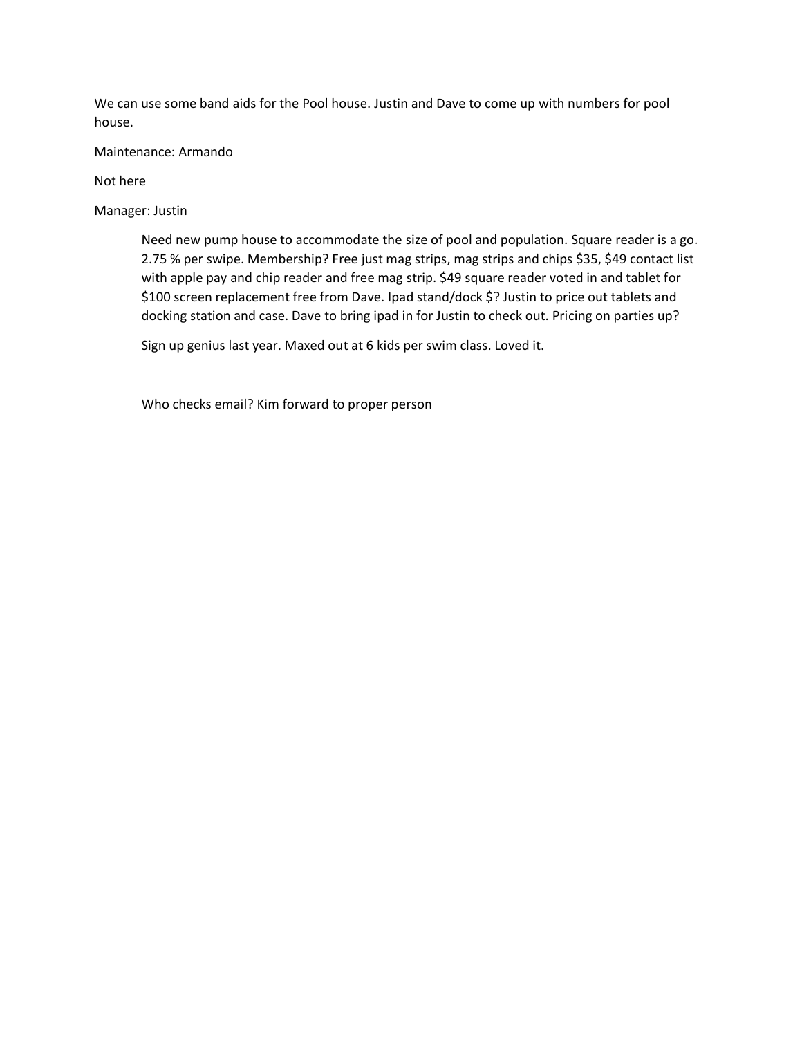We can use some band aids for the Pool house. Justin and Dave to come up with numbers for pool house.

Maintenance: Armando

Not here

Manager: Justin

> Need new pump house to accommodate the size of pool and population. Square reader is a go. 2.75 % per swipe. Membership? Free just mag strips, mag strips and chips $35, $49 contact list with apple pay and chip reader and free mag strip. $49 square reader voted in and tablet for $100 screen replacement free from Dave. Ipad stand/dock $? Justin to price out tablets and docking station and case. Dave to bring ipad in for Justin to check out. Pricing on parties up?
>
> Sign up genius last year. Maxed out at 6 kids per swim class. Loved it.
>
> Who checks email? Kim forward to proper person